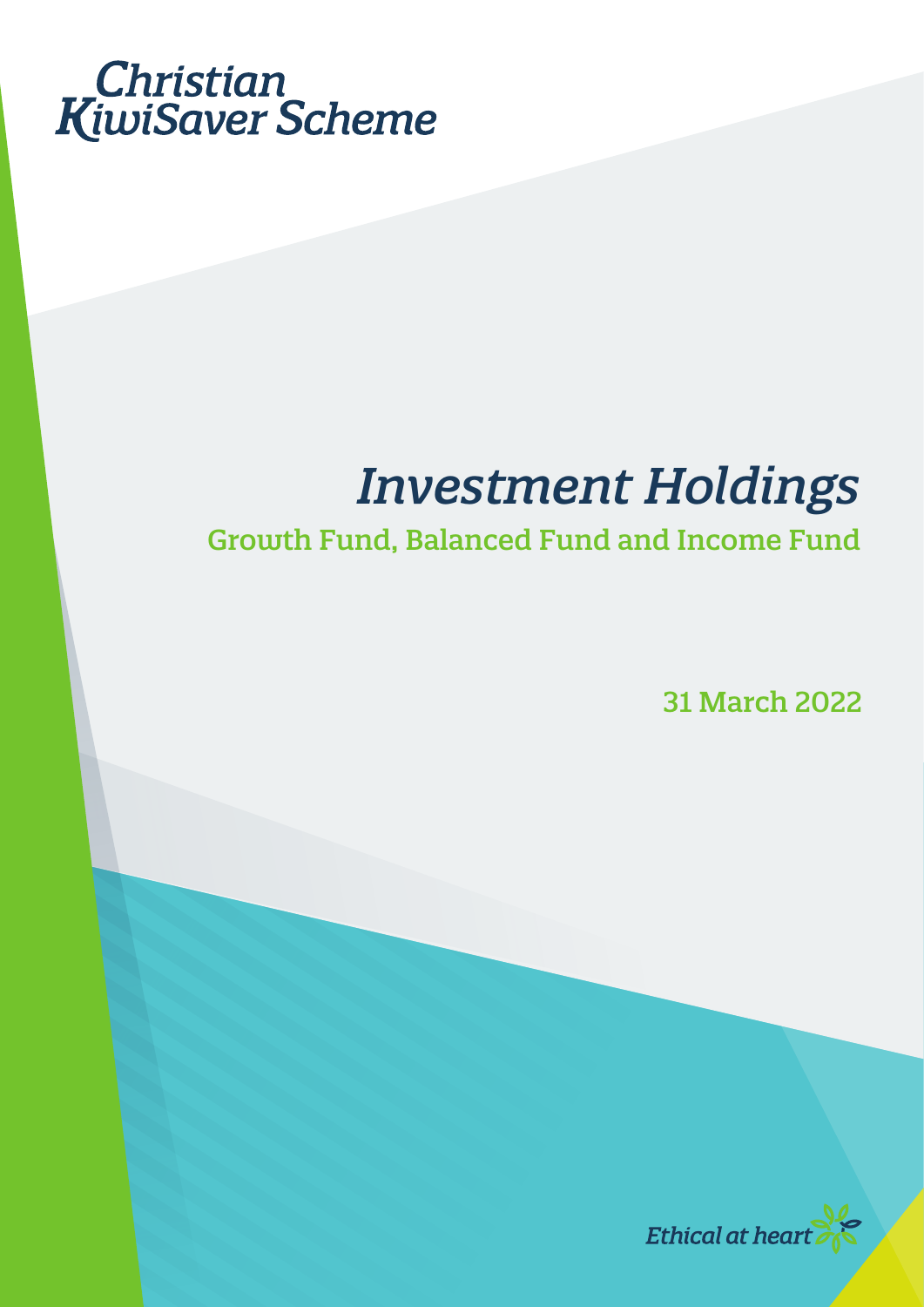Christian KiwiSaver Scheme

# Investment Holdings

## Growth Fund, Balanced Fund and Income Fund

31 March 2022

Ethical at heart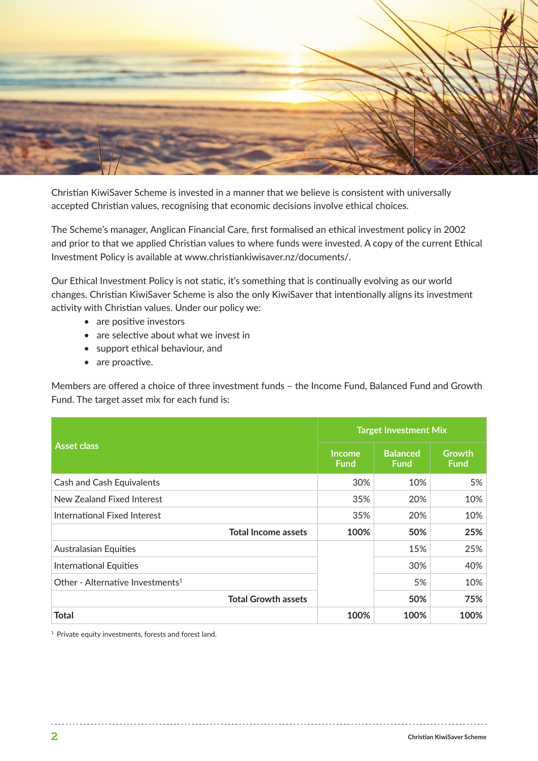Christian KiwiSaver Scheme is invested in a manner that we believe is consistent with universally accepted Christian values, recognising that economic decisions involve ethical choices.

The Scheme's manager, Anglican Financial Care, first formalised an ethical investment policy in 2002 and prior to that we applied Christian values to where funds were invested. A copy of the current Ethical Investment Policy is available at www.christiankiwisaver.nz/documents/.

Our Ethical Investment Policy is not static, it's something that is continually evolving as our world changes. Christian KiwiSaver Scheme is also the only KiwiSaver that intentionally aligns its investment activity with Christian values. Under our policy we:

- are positive investors
- are selective about what we invest in
- support ethical behaviour, and
- are proactive.

Members are offered a choice of three investment funds – the Income Fund, Balanced Fund and Growth Fund. The target asset mix for each fund is:

| Asset class | Target Investment Mix | | |
|---|---|---|---|
| | Income Fund | Balanced Fund | Growth Fund |
| Cash and Cash Equivalents | 30% | 10% | 5% |
| New Zealand Fixed Interest | 35% | 20% | 10% |
| International Fixed Interest | 35% | 20% | 10% |
| **Total Income assets** | **100%** | **50%** | **25%** |
| Australasian Equities | | 15% | 25% |
| International Equities | | 30% | 40% |
| Other - Alternative Investments[1] | | 5% | 10% |
| **Total Growth assets** | | **50%** | **75%** |
| **Total** | **100%** | **100%** | **100%** |

[1] Private equity investments, forests and forest land.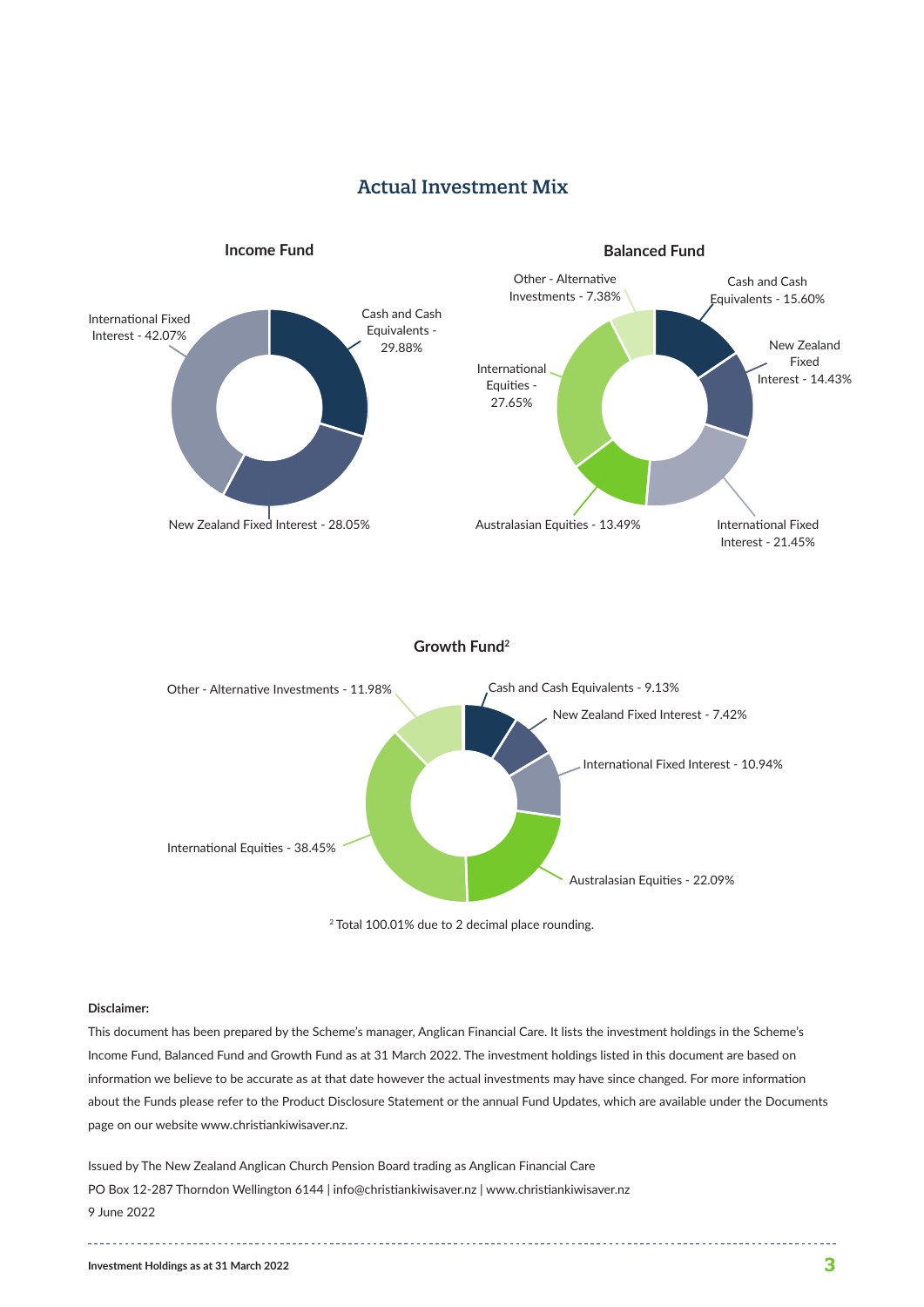## Actual Investment Mix

### Income Fund

- Cash and Cash Equivalents - 29.88%
- New Zealand Fixed Interest - 28.05%
- International Fixed Interest - 42.07%

### Balanced Fund

- Cash and Cash Equivalents - 15.60%
- New Zealand Fixed Interest - 14.43%
- International Fixed Interest - 21.45%
- Australasian Equities - 13.49%
- International Equities - 27.65%
- Other - Alternative Investments - 7.38%

### Growth Fund[2]

- Cash and Cash Equivalents - 9.13%
- New Zealand Fixed Interest - 7.42%
- International Fixed Interest - 10.94%
- Australasian Equities - 22.09%
- International Equities - 38.45%
- Other - Alternative Investments - 11.98%

[2] Total 100.01% due to 2 decimal place rounding.

**Disclaimer:**

This document has been prepared by the Scheme's manager, Anglican Financial Care. It lists the investment holdings in the Scheme's Income Fund, Balanced Fund and Growth Fund as at 31 March 2022. The investment holdings listed in this document are based on information we believe to be accurate as at that date however the actual investments may have since changed. For more information about the Funds please refer to the Product Disclosure Statement or the annual Fund Updates, which are available under the Documents page on our website www.christiankiwisaver.nz.

Issued by The New Zealand Anglican Church Pension Board trading as Anglican Financial Care
PO Box 12-287 Thorndon Wellington 6144 | info@christiankiwisaver.nz | www.christiankiwisaver.nz
9 June 2022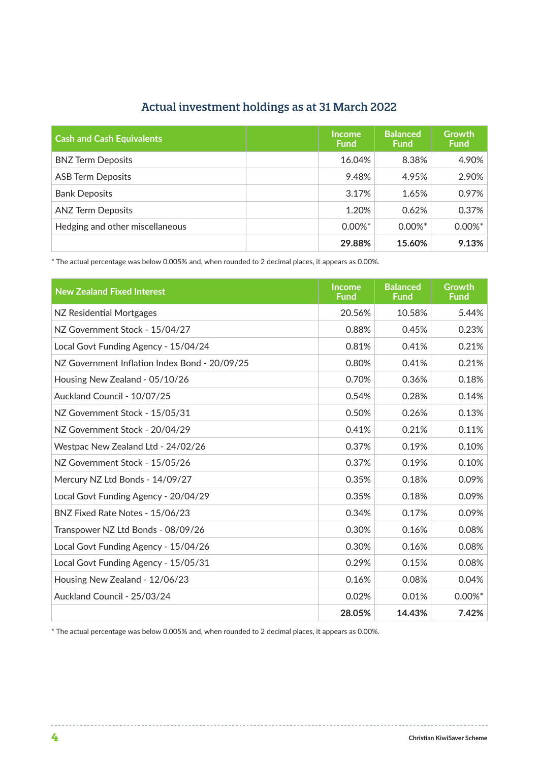## Actual investment holdings as at 31 March 2022

| Cash and Cash Equivalents | | Income Fund | Balanced Fund | Growth Fund |
|---|---|---|---|---|
| BNZ Term Deposits | | 16.04% | 8.38% | 4.90% |
| ASB Term Deposits | | 9.48% | 4.95% | 2.90% |
| Bank Deposits | | 3.17% | 1.65% | 0.97% |
| ANZ Term Deposits | | 1.20% | 0.62% | 0.37% |
| Hedging and other miscellaneous | | 0.00%* | 0.00%* | 0.00%* |
| | | **29.88%** | **15.60%** | **9.13%** |

* The actual percentage was below 0.005% and, when rounded to 2 decimal places, it appears as 0.00%.

| New Zealand Fixed Interest | Income Fund | Balanced Fund | Growth Fund |
|---|---|---|---|
| NZ Residential Mortgages | 20.56% | 10.58% | 5.44% |
| NZ Government Stock - 15/04/27 | 0.88% | 0.45% | 0.23% |
| Local Govt Funding Agency - 15/04/24 | 0.81% | 0.41% | 0.21% |
| NZ Government Inflation Index Bond - 20/09/25 | 0.80% | 0.41% | 0.21% |
| Housing New Zealand - 05/10/26 | 0.70% | 0.36% | 0.18% |
| Auckland Council - 10/07/25 | 0.54% | 0.28% | 0.14% |
| NZ Government Stock - 15/05/31 | 0.50% | 0.26% | 0.13% |
| NZ Government Stock - 20/04/29 | 0.41% | 0.21% | 0.11% |
| Westpac New Zealand Ltd - 24/02/26 | 0.37% | 0.19% | 0.10% |
| NZ Government Stock - 15/05/26 | 0.37% | 0.19% | 0.10% |
| Mercury NZ Ltd Bonds - 14/09/27 | 0.35% | 0.18% | 0.09% |
| Local Govt Funding Agency - 20/04/29 | 0.35% | 0.18% | 0.09% |
| BNZ Fixed Rate Notes - 15/06/23 | 0.34% | 0.17% | 0.09% |
| Transpower NZ Ltd Bonds - 08/09/26 | 0.30% | 0.16% | 0.08% |
| Local Govt Funding Agency - 15/04/26 | 0.30% | 0.16% | 0.08% |
| Local Govt Funding Agency - 15/05/31 | 0.29% | 0.15% | 0.08% |
| Housing New Zealand - 12/06/23 | 0.16% | 0.08% | 0.04% |
| Auckland Council - 25/03/24 | 0.02% | 0.01% | 0.00%* |
| | **28.05%** | **14.43%** | **7.42%** |

* The actual percentage was below 0.005% and, when rounded to 2 decimal places, it appears as 0.00%.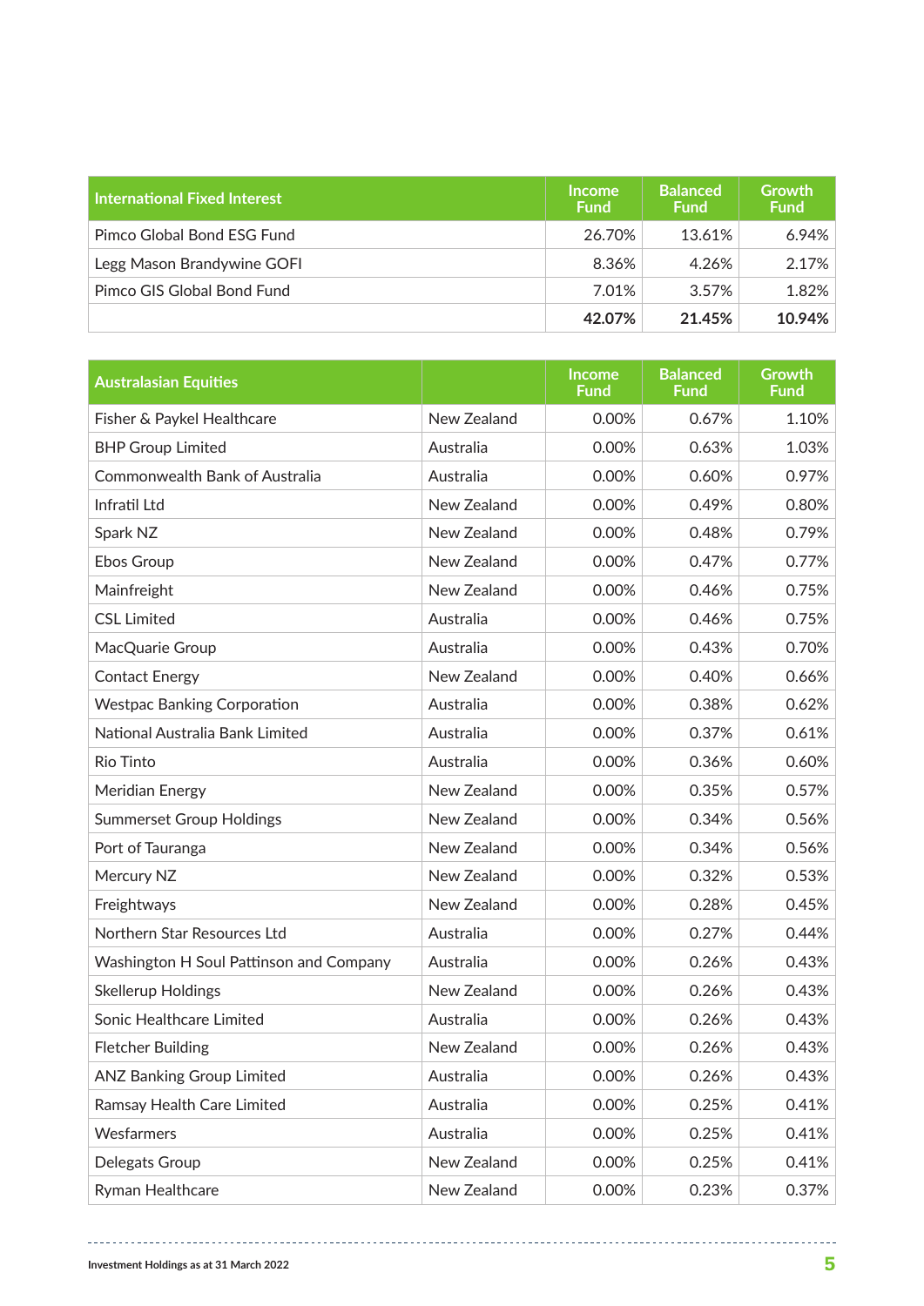| International Fixed Interest | Income Fund | Balanced Fund | Growth Fund |
|---|---|---|---|
| Pimco Global Bond ESG Fund | 26.70% | 13.61% | 6.94% |
| Legg Mason Brandywine GOFI | 8.36% | 4.26% | 2.17% |
| Pimco GIS Global Bond Fund | 7.01% | 3.57% | 1.82% |
| | **42.07%** | **21.45%** | **10.94%** |

| Australasian Equities | | Income Fund | Balanced Fund | Growth Fund |
|---|---|---|---|---|
| Fisher & Paykel Healthcare | New Zealand | 0.00% | 0.67% | 1.10% |
| BHP Group Limited | Australia | 0.00% | 0.63% | 1.03% |
| Commonwealth Bank of Australia | Australia | 0.00% | 0.60% | 0.97% |
| Infratil Ltd | New Zealand | 0.00% | 0.49% | 0.80% |
| Spark NZ | New Zealand | 0.00% | 0.48% | 0.79% |
| Ebos Group | New Zealand | 0.00% | 0.47% | 0.77% |
| Mainfreight | New Zealand | 0.00% | 0.46% | 0.75% |
| CSL Limited | Australia | 0.00% | 0.46% | 0.75% |
| MacQuarie Group | Australia | 0.00% | 0.43% | 0.70% |
| Contact Energy | New Zealand | 0.00% | 0.40% | 0.66% |
| Westpac Banking Corporation | Australia | 0.00% | 0.38% | 0.62% |
| National Australia Bank Limited | Australia | 0.00% | 0.37% | 0.61% |
| Rio Tinto | Australia | 0.00% | 0.36% | 0.60% |
| Meridian Energy | New Zealand | 0.00% | 0.35% | 0.57% |
| Summerset Group Holdings | New Zealand | 0.00% | 0.34% | 0.56% |
| Port of Tauranga | New Zealand | 0.00% | 0.34% | 0.56% |
| Mercury NZ | New Zealand | 0.00% | 0.32% | 0.53% |
| Freightways | New Zealand | 0.00% | 0.28% | 0.45% |
| Northern Star Resources Ltd | Australia | 0.00% | 0.27% | 0.44% |
| Washington H Soul Pattinson and Company | Australia | 0.00% | 0.26% | 0.43% |
| Skellerup Holdings | New Zealand | 0.00% | 0.26% | 0.43% |
| Sonic Healthcare Limited | Australia | 0.00% | 0.26% | 0.43% |
| Fletcher Building | New Zealand | 0.00% | 0.26% | 0.43% |
| ANZ Banking Group Limited | Australia | 0.00% | 0.26% | 0.43% |
| Ramsay Health Care Limited | Australia | 0.00% | 0.25% | 0.41% |
| Wesfarmers | Australia | 0.00% | 0.25% | 0.41% |
| Delegats Group | New Zealand | 0.00% | 0.25% | 0.41% |
| Ryman Healthcare | New Zealand | 0.00% | 0.23% | 0.37% |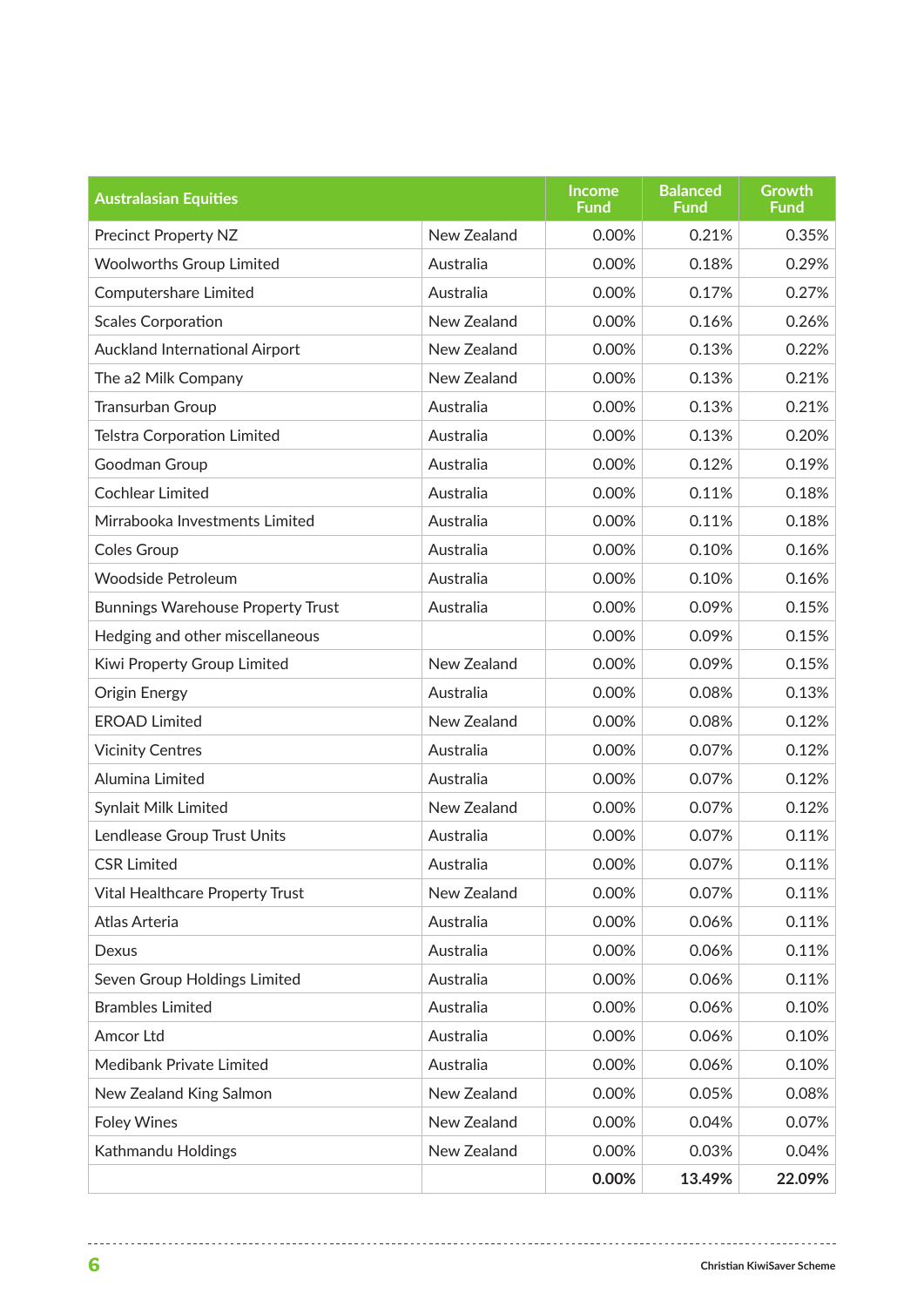| Australasian Equities | | Income Fund | Balanced Fund | Growth Fund |
|---|---|---|---|---|
| Precinct Property NZ | New Zealand | 0.00% | 0.21% | 0.35% |
| Woolworths Group Limited | Australia | 0.00% | 0.18% | 0.29% |
| Computershare Limited | Australia | 0.00% | 0.17% | 0.27% |
| Scales Corporation | New Zealand | 0.00% | 0.16% | 0.26% |
| Auckland International Airport | New Zealand | 0.00% | 0.13% | 0.22% |
| The a2 Milk Company | New Zealand | 0.00% | 0.13% | 0.21% |
| Transurban Group | Australia | 0.00% | 0.13% | 0.21% |
| Telstra Corporation Limited | Australia | 0.00% | 0.13% | 0.20% |
| Goodman Group | Australia | 0.00% | 0.12% | 0.19% |
| Cochlear Limited | Australia | 0.00% | 0.11% | 0.18% |
| Mirrabooka Investments Limited | Australia | 0.00% | 0.11% | 0.18% |
| Coles Group | Australia | 0.00% | 0.10% | 0.16% |
| Woodside Petroleum | Australia | 0.00% | 0.10% | 0.16% |
| Bunnings Warehouse Property Trust | Australia | 0.00% | 0.09% | 0.15% |
| Hedging and other miscellaneous | | 0.00% | 0.09% | 0.15% |
| Kiwi Property Group Limited | New Zealand | 0.00% | 0.09% | 0.15% |
| Origin Energy | Australia | 0.00% | 0.08% | 0.13% |
| EROAD Limited | New Zealand | 0.00% | 0.08% | 0.12% |
| Vicinity Centres | Australia | 0.00% | 0.07% | 0.12% |
| Alumina Limited | Australia | 0.00% | 0.07% | 0.12% |
| Synlait Milk Limited | New Zealand | 0.00% | 0.07% | 0.12% |
| Lendlease Group Trust Units | Australia | 0.00% | 0.07% | 0.11% |
| CSR Limited | Australia | 0.00% | 0.07% | 0.11% |
| Vital Healthcare Property Trust | New Zealand | 0.00% | 0.07% | 0.11% |
| Atlas Arteria | Australia | 0.00% | 0.06% | 0.11% |
| Dexus | Australia | 0.00% | 0.06% | 0.11% |
| Seven Group Holdings Limited | Australia | 0.00% | 0.06% | 0.11% |
| Brambles Limited | Australia | 0.00% | 0.06% | 0.10% |
| Amcor Ltd | Australia | 0.00% | 0.06% | 0.10% |
| Medibank Private Limited | Australia | 0.00% | 0.06% | 0.10% |
| New Zealand King Salmon | New Zealand | 0.00% | 0.05% | 0.08% |
| Foley Wines | New Zealand | 0.00% | 0.04% | 0.07% |
| Kathmandu Holdings | New Zealand | 0.00% | 0.03% | 0.04% |
| | | **0.00%** | **13.49%** | **22.09%** |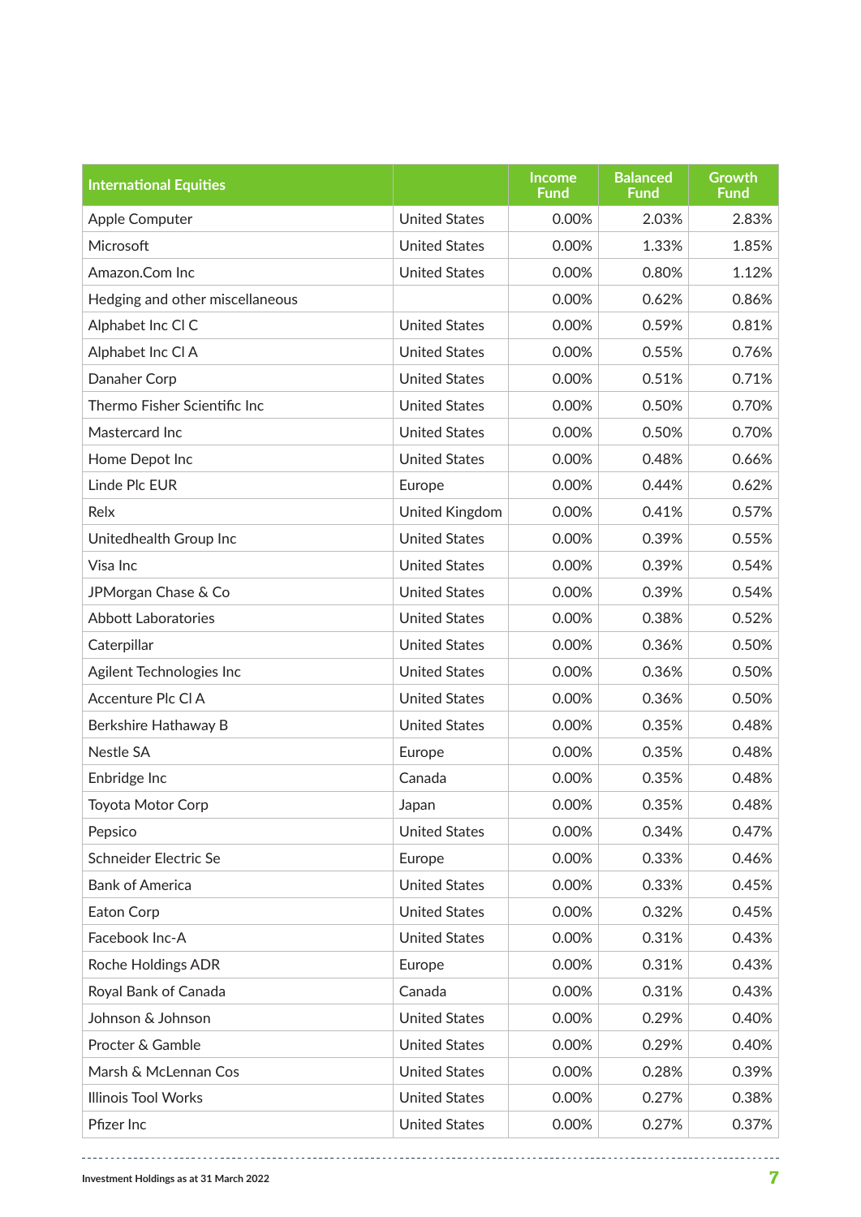| International Equities | | Income Fund | Balanced Fund | Growth Fund |
|---|---|---|---|---|
| Apple Computer | United States | 0.00% | 2.03% | 2.83% |
| Microsoft | United States | 0.00% | 1.33% | 1.85% |
| Amazon.Com Inc | United States | 0.00% | 0.80% | 1.12% |
| Hedging and other miscellaneous | | 0.00% | 0.62% | 0.86% |
| Alphabet Inc Cl C | United States | 0.00% | 0.59% | 0.81% |
| Alphabet Inc Cl A | United States | 0.00% | 0.55% | 0.76% |
| Danaher Corp | United States | 0.00% | 0.51% | 0.71% |
| Thermo Fisher Scientific Inc | United States | 0.00% | 0.50% | 0.70% |
| Mastercard Inc | United States | 0.00% | 0.50% | 0.70% |
| Home Depot Inc | United States | 0.00% | 0.48% | 0.66% |
| Linde Plc EUR | Europe | 0.00% | 0.44% | 0.62% |
| Relx | United Kingdom | 0.00% | 0.41% | 0.57% |
| Unitedhealth Group Inc | United States | 0.00% | 0.39% | 0.55% |
| Visa Inc | United States | 0.00% | 0.39% | 0.54% |
| JPMorgan Chase & Co | United States | 0.00% | 0.39% | 0.54% |
| Abbott Laboratories | United States | 0.00% | 0.38% | 0.52% |
| Caterpillar | United States | 0.00% | 0.36% | 0.50% |
| Agilent Technologies Inc | United States | 0.00% | 0.36% | 0.50% |
| Accenture Plc Cl A | United States | 0.00% | 0.36% | 0.50% |
| Berkshire Hathaway B | United States | 0.00% | 0.35% | 0.48% |
| Nestle SA | Europe | 0.00% | 0.35% | 0.48% |
| Enbridge Inc | Canada | 0.00% | 0.35% | 0.48% |
| Toyota Motor Corp | Japan | 0.00% | 0.35% | 0.48% |
| Pepsico | United States | 0.00% | 0.34% | 0.47% |
| Schneider Electric Se | Europe | 0.00% | 0.33% | 0.46% |
| Bank of America | United States | 0.00% | 0.33% | 0.45% |
| Eaton Corp | United States | 0.00% | 0.32% | 0.45% |
| Facebook Inc-A | United States | 0.00% | 0.31% | 0.43% |
| Roche Holdings ADR | Europe | 0.00% | 0.31% | 0.43% |
| Royal Bank of Canada | Canada | 0.00% | 0.31% | 0.43% |
| Johnson & Johnson | United States | 0.00% | 0.29% | 0.40% |
| Procter & Gamble | United States | 0.00% | 0.29% | 0.40% |
| Marsh & McLennan Cos | United States | 0.00% | 0.28% | 0.39% |
| Illinois Tool Works | United States | 0.00% | 0.27% | 0.38% |
| Pfizer Inc | United States | 0.00% | 0.27% | 0.37% |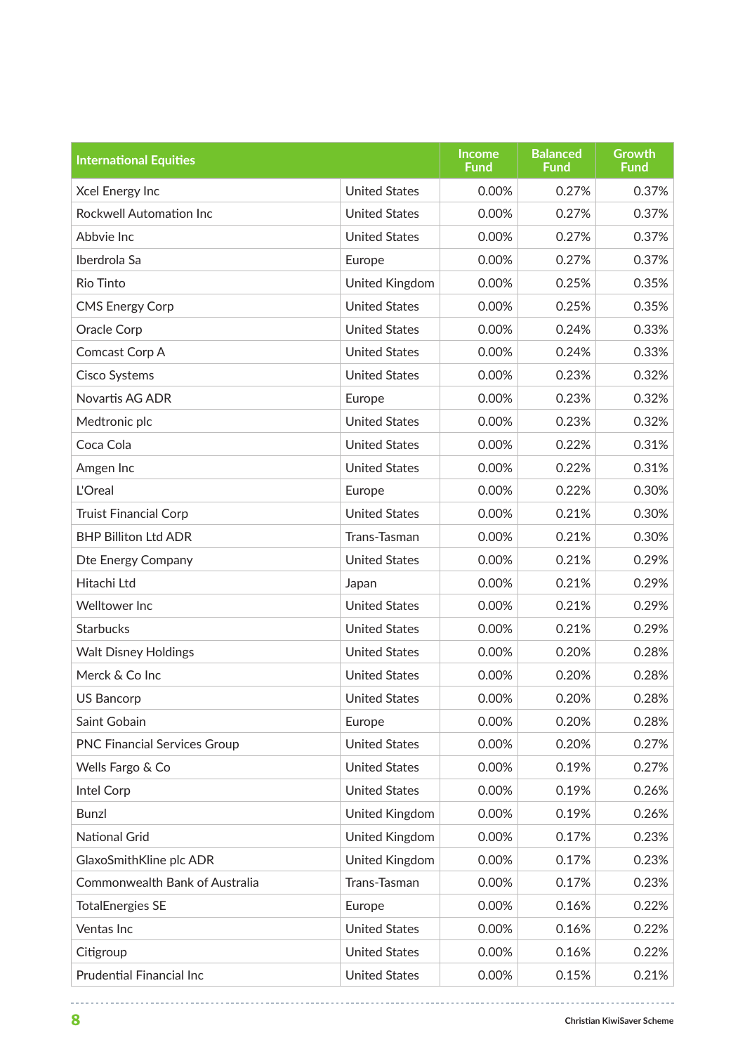| International Equities | | Income Fund | Balanced Fund | Growth Fund |
| --- | --- | --- | --- | --- |
| Xcel Energy Inc | United States | 0.00% | 0.27% | 0.37% |
| Rockwell Automation Inc | United States | 0.00% | 0.27% | 0.37% |
| Abbvie Inc | United States | 0.00% | 0.27% | 0.37% |
| Iberdrola Sa | Europe | 0.00% | 0.27% | 0.37% |
| Rio Tinto | United Kingdom | 0.00% | 0.25% | 0.35% |
| CMS Energy Corp | United States | 0.00% | 0.25% | 0.35% |
| Oracle Corp | United States | 0.00% | 0.24% | 0.33% |
| Comcast Corp A | United States | 0.00% | 0.24% | 0.33% |
| Cisco Systems | United States | 0.00% | 0.23% | 0.32% |
| Novartis AG ADR | Europe | 0.00% | 0.23% | 0.32% |
| Medtronic plc | United States | 0.00% | 0.23% | 0.32% |
| Coca Cola | United States | 0.00% | 0.22% | 0.31% |
| Amgen Inc | United States | 0.00% | 0.22% | 0.31% |
| L'Oreal | Europe | 0.00% | 0.22% | 0.30% |
| Truist Financial Corp | United States | 0.00% | 0.21% | 0.30% |
| BHP Billiton Ltd ADR | Trans-Tasman | 0.00% | 0.21% | 0.30% |
| Dte Energy Company | United States | 0.00% | 0.21% | 0.29% |
| Hitachi Ltd | Japan | 0.00% | 0.21% | 0.29% |
| Welltower Inc | United States | 0.00% | 0.21% | 0.29% |
| Starbucks | United States | 0.00% | 0.21% | 0.29% |
| Walt Disney Holdings | United States | 0.00% | 0.20% | 0.28% |
| Merck & Co Inc | United States | 0.00% | 0.20% | 0.28% |
| US Bancorp | United States | 0.00% | 0.20% | 0.28% |
| Saint Gobain | Europe | 0.00% | 0.20% | 0.28% |
| PNC Financial Services Group | United States | 0.00% | 0.20% | 0.27% |
| Wells Fargo & Co | United States | 0.00% | 0.19% | 0.27% |
| Intel Corp | United States | 0.00% | 0.19% | 0.26% |
| Bunzl | United Kingdom | 0.00% | 0.19% | 0.26% |
| National Grid | United Kingdom | 0.00% | 0.17% | 0.23% |
| GlaxoSmithKline plc ADR | United Kingdom | 0.00% | 0.17% | 0.23% |
| Commonwealth Bank of Australia | Trans-Tasman | 0.00% | 0.17% | 0.23% |
| TotalEnergies SE | Europe | 0.00% | 0.16% | 0.22% |
| Ventas Inc | United States | 0.00% | 0.16% | 0.22% |
| Citigroup | United States | 0.00% | 0.16% | 0.22% |
| Prudential Financial Inc | United States | 0.00% | 0.15% | 0.21% |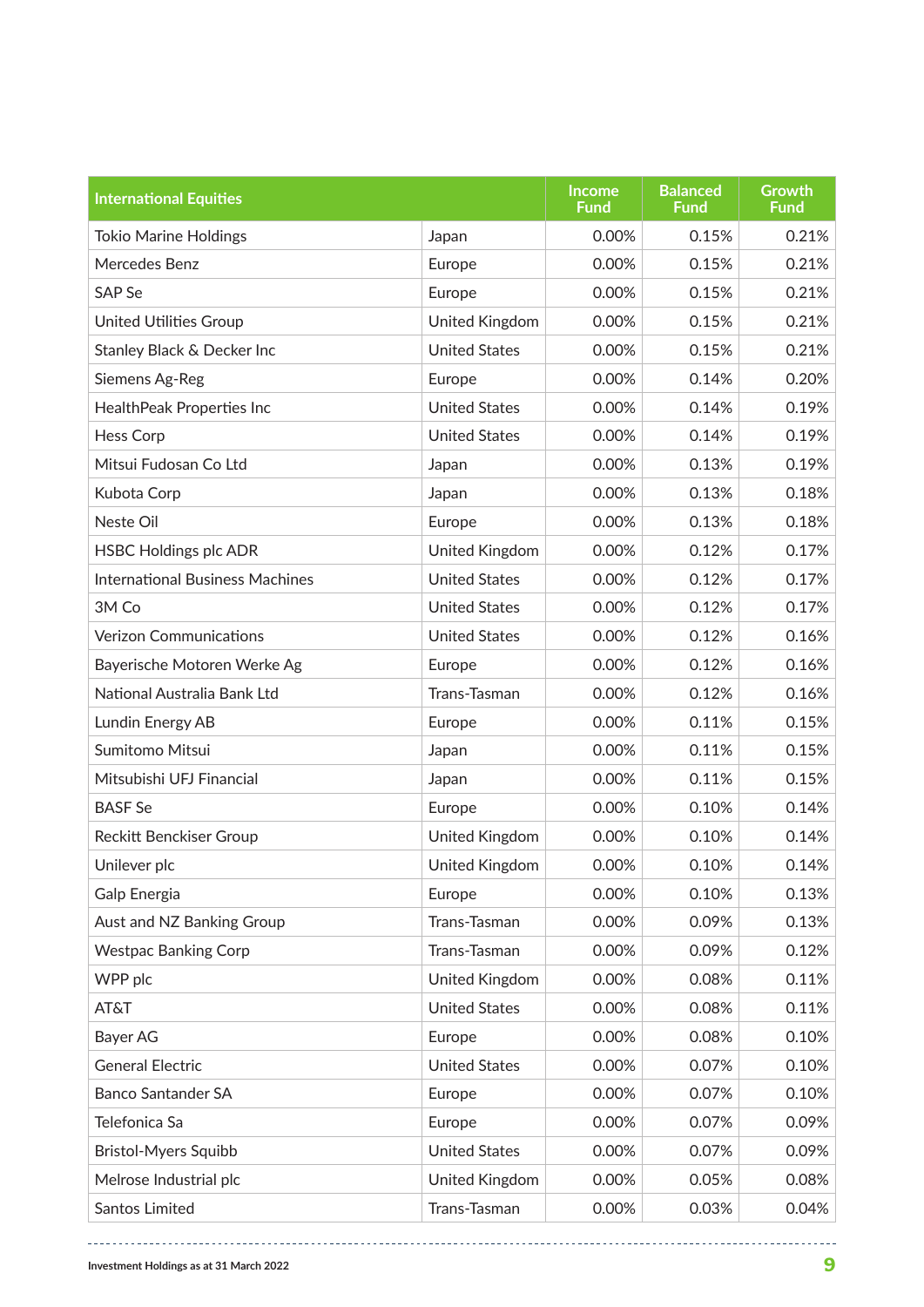| International Equities | | Income Fund | Balanced Fund | Growth Fund |
|---|---|---|---|---|
| Tokio Marine Holdings | Japan | 0.00% | 0.15% | 0.21% |
| Mercedes Benz | Europe | 0.00% | 0.15% | 0.21% |
| SAP Se | Europe | 0.00% | 0.15% | 0.21% |
| United Utilities Group | United Kingdom | 0.00% | 0.15% | 0.21% |
| Stanley Black & Decker Inc | United States | 0.00% | 0.15% | 0.21% |
| Siemens Ag-Reg | Europe | 0.00% | 0.14% | 0.20% |
| HealthPeak Properties Inc | United States | 0.00% | 0.14% | 0.19% |
| Hess Corp | United States | 0.00% | 0.14% | 0.19% |
| Mitsui Fudosan Co Ltd | Japan | 0.00% | 0.13% | 0.19% |
| Kubota Corp | Japan | 0.00% | 0.13% | 0.18% |
| Neste Oil | Europe | 0.00% | 0.13% | 0.18% |
| HSBC Holdings plc ADR | United Kingdom | 0.00% | 0.12% | 0.17% |
| International Business Machines | United States | 0.00% | 0.12% | 0.17% |
| 3M Co | United States | 0.00% | 0.12% | 0.17% |
| Verizon Communications | United States | 0.00% | 0.12% | 0.16% |
| Bayerische Motoren Werke Ag | Europe | 0.00% | 0.12% | 0.16% |
| National Australia Bank Ltd | Trans-Tasman | 0.00% | 0.12% | 0.16% |
| Lundin Energy AB | Europe | 0.00% | 0.11% | 0.15% |
| Sumitomo Mitsui | Japan | 0.00% | 0.11% | 0.15% |
| Mitsubishi UFJ Financial | Japan | 0.00% | 0.11% | 0.15% |
| BASF Se | Europe | 0.00% | 0.10% | 0.14% |
| Reckitt Benckiser Group | United Kingdom | 0.00% | 0.10% | 0.14% |
| Unilever plc | United Kingdom | 0.00% | 0.10% | 0.14% |
| Galp Energia | Europe | 0.00% | 0.10% | 0.13% |
| Aust and NZ Banking Group | Trans-Tasman | 0.00% | 0.09% | 0.13% |
| Westpac Banking Corp | Trans-Tasman | 0.00% | 0.09% | 0.12% |
| WPP plc | United Kingdom | 0.00% | 0.08% | 0.11% |
| AT&T | United States | 0.00% | 0.08% | 0.11% |
| Bayer AG | Europe | 0.00% | 0.08% | 0.10% |
| General Electric | United States | 0.00% | 0.07% | 0.10% |
| Banco Santander SA | Europe | 0.00% | 0.07% | 0.10% |
| Telefonica Sa | Europe | 0.00% | 0.07% | 0.09% |
| Bristol-Myers Squibb | United States | 0.00% | 0.07% | 0.09% |
| Melrose Industrial plc | United Kingdom | 0.00% | 0.05% | 0.08% |
| Santos Limited | Trans-Tasman | 0.00% | 0.03% | 0.04% |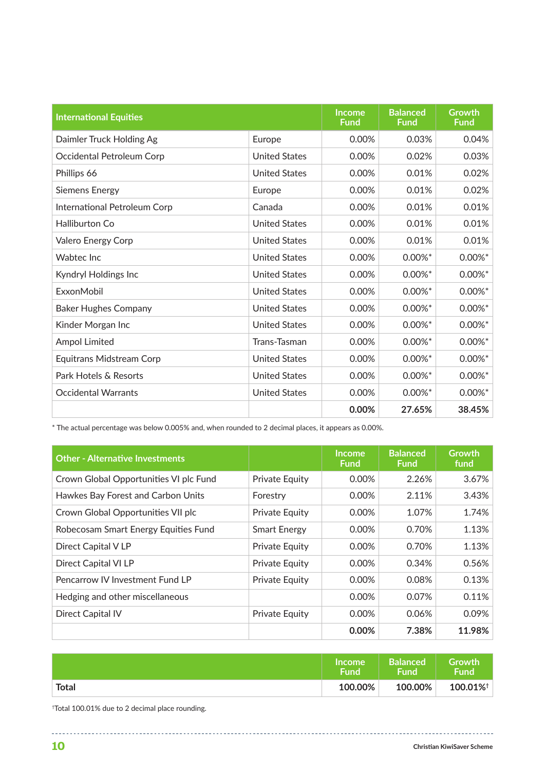| International Equities | | Income Fund | Balanced Fund | Growth fund |
|---|---|---|---|---|
| Daimler Truck Holding Ag | Europe | 0.00% | 0.03% | 0.04% |
| Occidental Petroleum Corp | United States | 0.00% | 0.02% | 0.03% |
| Phillips 66 | United States | 0.00% | 0.01% | 0.02% |
| Siemens Energy | Europe | 0.00% | 0.01% | 0.02% |
| International Petroleum Corp | Canada | 0.00% | 0.01% | 0.01% |
| Halliburton Co | United States | 0.00% | 0.01% | 0.01% |
| Valero Energy Corp | United States | 0.00% | 0.01% | 0.01% |
| Wabtec Inc | United States | 0.00% | 0.00%* | 0.00%* |
| Kyndryl Holdings Inc | United States | 0.00% | 0.00%* | 0.00%* |
| ExxonMobil | United States | 0.00% | 0.00%* | 0.00%* |
| Baker Hughes Company | United States | 0.00% | 0.00%* | 0.00%* |
| Kinder Morgan Inc | United States | 0.00% | 0.00%* | 0.00%* |
| Ampol Limited | Trans-Tasman | 0.00% | 0.00%* | 0.00%* |
| Equitrans Midstream Corp | United States | 0.00% | 0.00%* | 0.00%* |
| Park Hotels & Resorts | United States | 0.00% | 0.00%* | 0.00%* |
| Occidental Warrants | United States | 0.00% | 0.00%* | 0.00%* |
| | | **0.00%** | **27.65%** | **38.45%** |

* The actual percentage was below 0.005% and, when rounded to 2 decimal places, it appears as 0.00%.

| Other - Alternative Investments | | Income Fund | Balanced Fund | Growth fund |
|---|---|---|---|---|
| Crown Global Opportunities VI plc Fund | Private Equity | 0.00% | 2.26% | 3.67% |
| Hawkes Bay Forest and Carbon Units | Forestry | 0.00% | 2.11% | 3.43% |
| Crown Global Opportunities VII plc | Private Equity | 0.00% | 1.07% | 1.74% |
| Robecosam Smart Energy Equities Fund | Smart Energy | 0.00% | 0.70% | 1.13% |
| Direct Capital V LP | Private Equity | 0.00% | 0.70% | 1.13% |
| Direct Capital VI LP | Private Equity | 0.00% | 0.34% | 0.56% |
| Pencarrow IV Investment Fund LP | Private Equity | 0.00% | 0.08% | 0.13% |
| Hedging and other miscellaneous | | 0.00% | 0.07% | 0.11% |
| Direct Capital IV | Private Equity | 0.00% | 0.06% | 0.09% |
| | | **0.00%** | **7.38%** | **11.98%** |

| | Income Fund | Balanced Fund | Growth Fund |
|---|---|---|---|
| **Total** | **100.00%** | **100.00%** | **100.01%†** |

†Total 100.01% due to 2 decimal place rounding.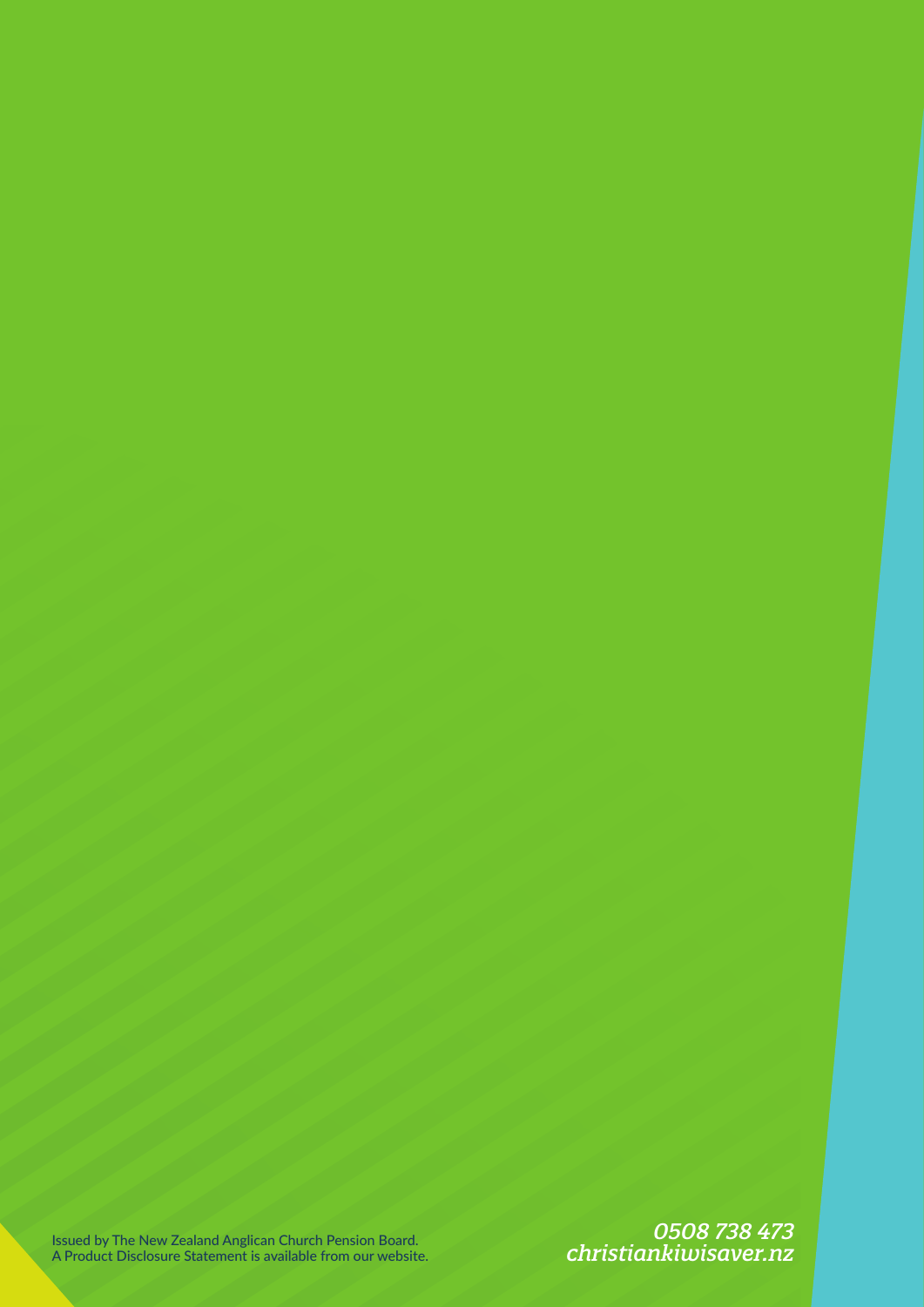Issued by The New Zealand Anglican Church Pension Board.
A Product Disclosure Statement is available from our website.

*0508 738 473*
*christiankiwisaver.nz*